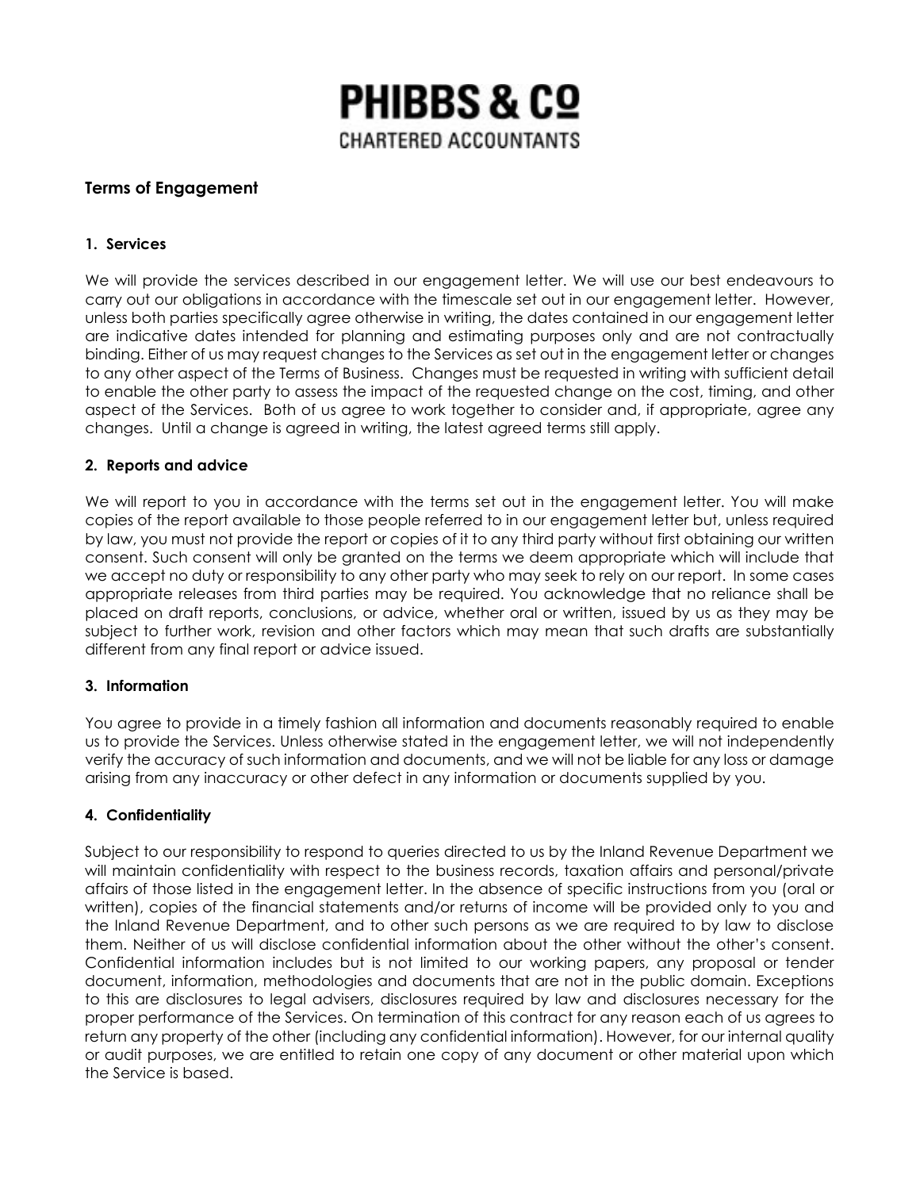# PHIBBS & Cº

CHARTERED ACCOUNTANTS

## Terms of Engagement

### 1. Services

We will provide the services described in our engagement letter. We will use our best endeavours to carry out our obligations in accordance with the timescale set out in our engagement letter. However, unless both parties specifically agree otherwise in writing, the dates contained in our engagement letter are indicative dates intended for planning and estimating purposes only and are not contractually binding. Either of us may request changes to the Services as set out in the engagement letter or changes to any other aspect of the Terms of Business. Changes must be requested in writing with sufficient detail to enable the other party to assess the impact of the requested change on the cost, timing, and other aspect of the Services. Both of us agree to work together to consider and, if appropriate, agree any changes. Until a change is agreed in writing, the latest agreed terms still apply.

### 2. Reports and advice

We will report to you in accordance with the terms set out in the engagement letter. You will make copies of the report available to those people referred to in our engagement letter but, unless required by law, you must not provide the report or copies of it to any third party without first obtaining our written consent. Such consent will only be granted on the terms we deem appropriate which will include that we accept no duty or responsibility to any other party who may seek to rely on our report. In some cases appropriate releases from third parties may be required. You acknowledge that no reliance shall be placed on draft reports, conclusions, or advice, whether oral or written, issued by us as they may be subject to further work, revision and other factors which may mean that such drafts are substantially different from any final report or advice issued.

### 3. Information

You agree to provide in a timely fashion all information and documents reasonably required to enable us to provide the Services. Unless otherwise stated in the engagement letter, we will not independently verify the accuracy of such information and documents, and we will not be liable for any loss or damage arising from any inaccuracy or other defect in any information or documents supplied by you.

### 4. Confidentiality

Subject to our responsibility to respond to queries directed to us by the Inland Revenue Department we will maintain confidentiality with respect to the business records, taxation affairs and personal/private affairs of those listed in the engagement letter. In the absence of specific instructions from you (oral or written), copies of the financial statements and/or returns of income will be provided only to you and the Inland Revenue Department, and to other such persons as we are required to by law to disclose them. Neither of us will disclose confidential information about the other without the other's consent. Confidential information includes but is not limited to our working papers, any proposal or tender document, information, methodologies and documents that are not in the public domain. Exceptions to this are disclosures to legal advisers, disclosures required by law and disclosures necessary for the proper performance of the Services. On termination of this contract for any reason each of us agrees to return any property of the other (including any confidential information). However, for our internal quality or audit purposes, we are entitled to retain one copy of any document or other material upon which the Service is based.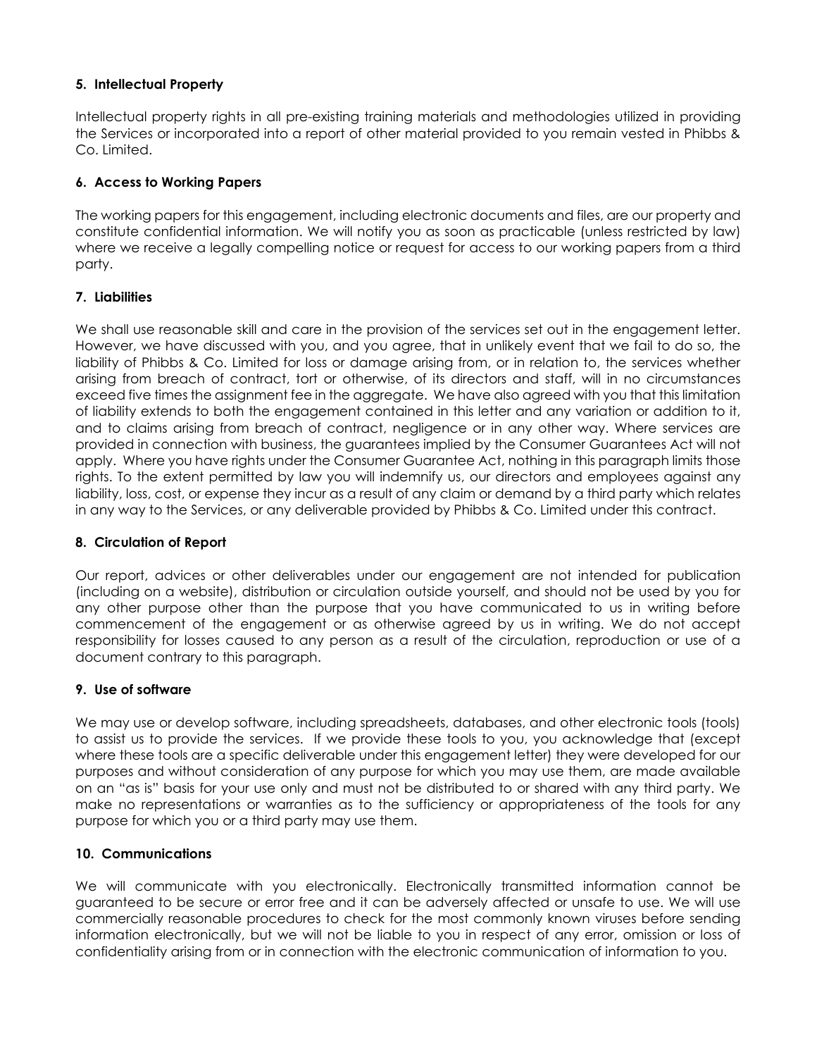### 5. Intellectual Property

Intellectual property rights in all pre-existing training materials and methodologies utilized in providing the Services or incorporated into a report of other material provided to you remain vested in Phibbs & Co. Limited.

### 6. Access to Working Papers

The working papers for this engagement, including electronic documents and files, are our property and constitute confidential information. We will notify you as soon as practicable (unless restricted by law) where we receive a legally compelling notice or request for access to our working papers from a third party.

### 7. Liabilities

We shall use reasonable skill and care in the provision of the services set out in the engagement letter. However, we have discussed with you, and you agree, that in unlikely event that we fail to do so, the liability of Phibbs & Co. Limited for loss or damage arising from, or in relation to, the services whether arising from breach of contract, tort or otherwise, of its directors and staff, will in no circumstances exceed five times the assignment fee in the aggregate. We have also agreed with you that this limitation of liability extends to both the engagement contained in this letter and any variation or addition to it, and to claims arising from breach of contract, negligence or in any other way. Where services are provided in connection with business, the guarantees implied by the Consumer Guarantees Act will not apply. Where you have rights under the Consumer Guarantee Act, nothing in this paragraph limits those rights. To the extent permitted by law you will indemnify us, our directors and employees against any liability, loss, cost, or expense they incur as a result of any claim or demand by a third party which relates in any way to the Services, or any deliverable provided by Phibbs & Co. Limited under this contract.

### 8. Circulation of Report

Our report, advices or other deliverables under our engagement are not intended for publication (including on a website), distribution or circulation outside yourself, and should not be used by you for any other purpose other than the purpose that you have communicated to us in writing before commencement of the engagement or as otherwise agreed by us in writing. We do not accept responsibility for losses caused to any person as a result of the circulation, reproduction or use of a document contrary to this paragraph.

### 9. Use of software

We may use or develop software, including spreadsheets, databases, and other electronic tools (tools) to assist us to provide the services. If we provide these tools to you, you acknowledge that (except where these tools are a specific deliverable under this engagement letter) they were developed for our purposes and without consideration of any purpose for which you may use them, are made available on an "as is" basis for your use only and must not be distributed to or shared with any third party. We make no representations or warranties as to the sufficiency or appropriateness of the tools for any purpose for which you or a third party may use them.

### 10. Communications

We will communicate with you electronically. Electronically transmitted information cannot be guaranteed to be secure or error free and it can be adversely affected or unsafe to use. We will use commercially reasonable procedures to check for the most commonly known viruses before sending information electronically, but we will not be liable to you in respect of any error, omission or loss of confidentiality arising from or in connection with the electronic communication of information to you.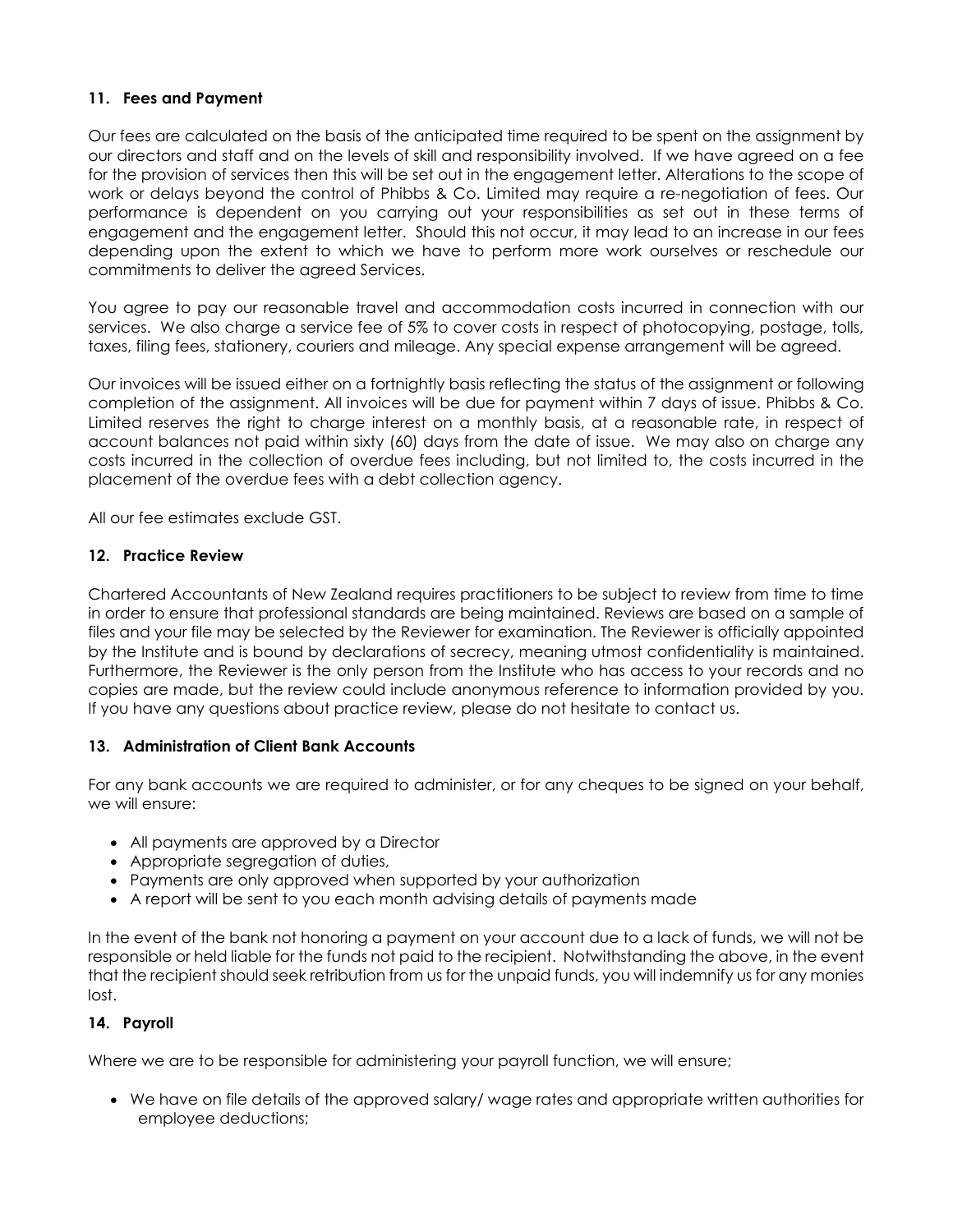### 11. Fees and Payment

Our fees are calculated on the basis of the anticipated time required to be spent on the assignment by our directors and staff and on the levels of skill and responsibility involved. If we have agreed on a fee for the provision of services then this will be set out in the engagement letter. Alterations to the scope of work or delays beyond the control of Phibbs & Co. Limited may require a re-negotiation of fees. Our performance is dependent on you carrying out your responsibilities as set out in these terms of engagement and the engagement letter. Should this not occur, it may lead to an increase in our fees depending upon the extent to which we have to perform more work ourselves or reschedule our commitments to deliver the agreed Services.

You agree to pay our reasonable travel and accommodation costs incurred in connection with our services. We also charge a service fee of 5% to cover costs in respect of photocopying, postage, tolls, taxes, filing fees, stationery, couriers and mileage. Any special expense arrangement will be agreed.

Our invoices will be issued either on a fortnightly basis reflecting the status of the assignment or following completion of the assignment. All invoices will be due for payment within 7 days of issue. Phibbs & Co. Limited reserves the right to charge interest on a monthly basis, at a reasonable rate, in respect of account balances not paid within sixty (60) days from the date of issue. We may also on charge any costs incurred in the collection of overdue fees including, but not limited to, the costs incurred in the placement of the overdue fees with a debt collection agency.

All our fee estimates exclude GST.

### 12. Practice Review

Chartered Accountants of New Zealand requires practitioners to be subject to review from time to time in order to ensure that professional standards are being maintained. Reviews are based on a sample of files and your file may be selected by the Reviewer for examination. The Reviewer is officially appointed by the Institute and is bound by declarations of secrecy, meaning utmost confidentiality is maintained. Furthermore, the Reviewer is the only person from the Institute who has access to your records and no copies are made, but the review could include anonymous reference to information provided by you. If you have any questions about practice review, please do not hesitate to contact us.

### 13. Administration of Client Bank Accounts

For any bank accounts we are required to administer, or for any cheques to be signed on your behalf, we will ensure:

- All payments are approved by a Director
- Appropriate segregation of duties,
- Payments are only approved when supported by your authorization
- A report will be sent to you each month advising details of payments made

In the event of the bank not honoring a payment on your account due to a lack of funds, we will not be responsible or held liable for the funds not paid to the recipient. Notwithstanding the above, in the event that the recipient should seek retribution from us for the unpaid funds, you will indemnify us for any monies lost.

### 14. Payroll

Where we are to be responsible for administering your payroll function, we will ensure;

- We have on file details of the approved salary/ wage rates and appropriate written authorities for employee deductions;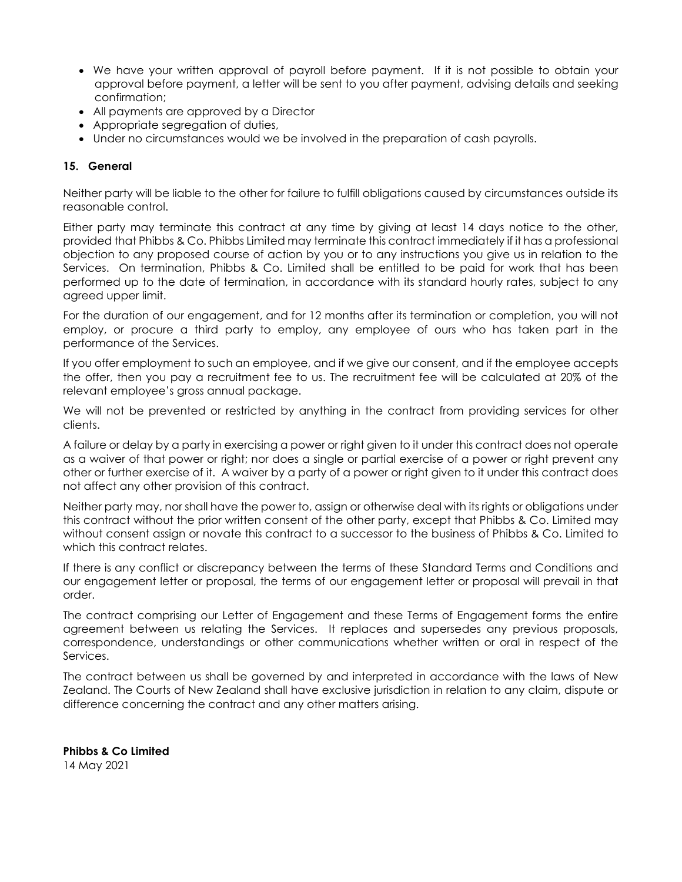- We have your written approval of payroll before payment. If it is not possible to obtain your approval before payment, a letter will be sent to you after payment, advising details and seeking confirmation;
- All payments are approved by a Director
- Appropriate segregation of duties,
- Under no circumstances would we be involved in the preparation of cash payrolls.

### 15. General

Neither party will be liable to the other for failure to fulfill obligations caused by circumstances outside its reasonable control.

Either party may terminate this contract at any time by giving at least 14 days notice to the other, provided that Phibbs & Co. Phibbs Limited may terminate this contract immediately if it has a professional objection to any proposed course of action by you or to any instructions you give us in relation to the Services. On termination, Phibbs & Co. Limited shall be entitled to be paid for work that has been performed up to the date of termination, in accordance with its standard hourly rates, subject to any agreed upper limit.

For the duration of our engagement, and for 12 months after its termination or completion, you will not employ, or procure a third party to employ, any employee of ours who has taken part in the performance of the Services.

If you offer employment to such an employee, and if we give our consent, and if the employee accepts the offer, then you pay a recruitment fee to us. The recruitment fee will be calculated at 20% of the relevant employee's gross annual package.

We will not be prevented or restricted by anything in the contract from providing services for other clients.

A failure or delay by a party in exercising a power or right given to it under this contract does not operate as a waiver of that power or right; nor does a single or partial exercise of a power or right prevent any other or further exercise of it. A waiver by a party of a power or right given to it under this contract does not affect any other provision of this contract.

Neither party may, nor shall have the power to, assign or otherwise deal with its rights or obligations under this contract without the prior written consent of the other party, except that Phibbs & Co. Limited may without consent assign or novate this contract to a successor to the business of Phibbs & Co. Limited to which this contract relates.

If there is any conflict or discrepancy between the terms of these Standard Terms and Conditions and our engagement letter or proposal, the terms of our engagement letter or proposal will prevail in that order.

The contract comprising our Letter of Engagement and these Terms of Engagement forms the entire agreement between us relating the Services. It replaces and supersedes any previous proposals, correspondence, understandings or other communications whether written or oral in respect of the Services.

The contract between us shall be governed by and interpreted in accordance with the laws of New Zealand. The Courts of New Zealand shall have exclusive jurisdiction in relation to any claim, dispute or difference concerning the contract and any other matters arising.

**Phibbs & Co Limited**
14 May 2021